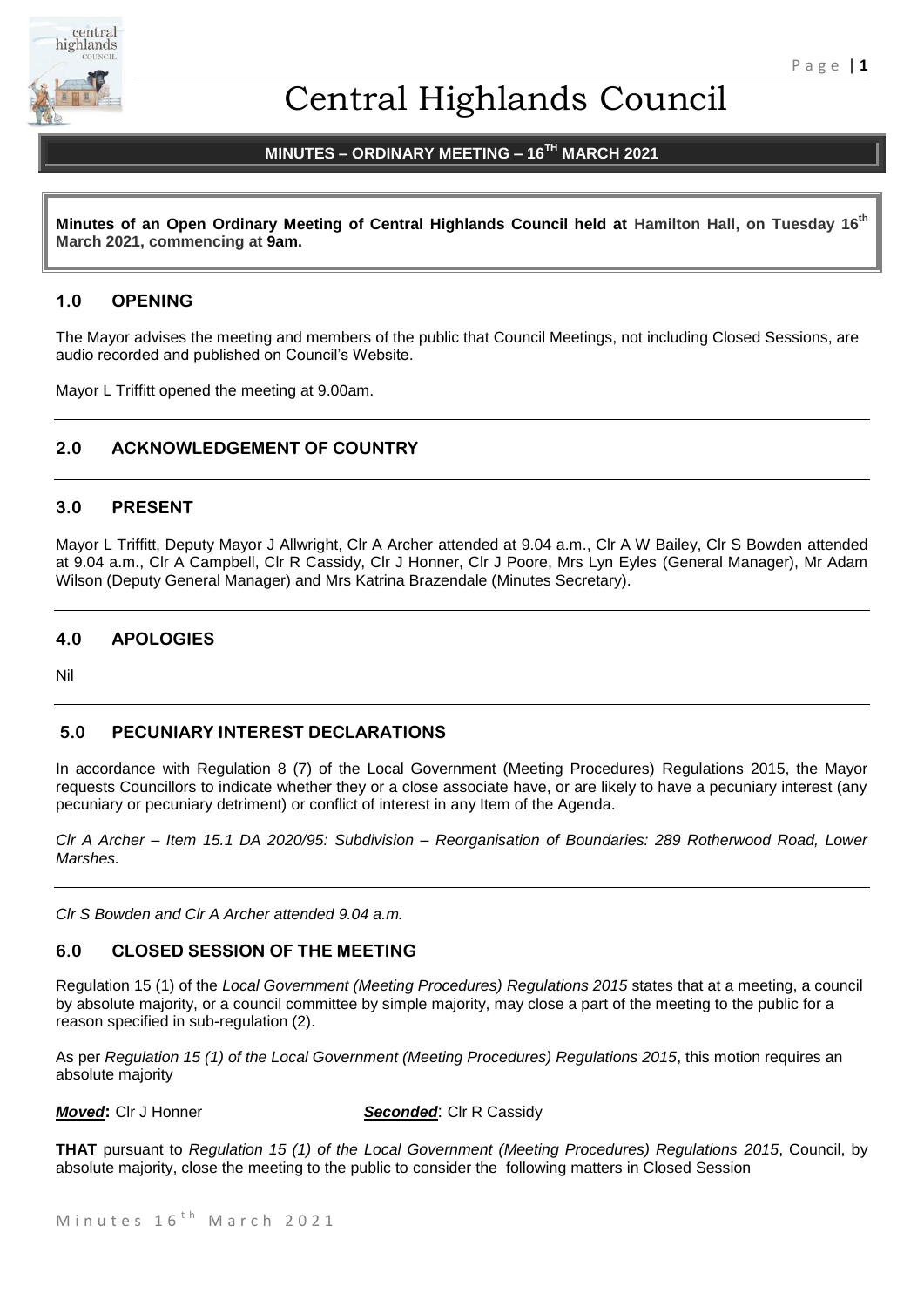# Central Highlands Council

## MINUTES – ORDINARY MEETING – 16TH MARCH 2021

**Minutes of an Open Ordinary Meeting of Central Highlands Council held at Hamilton Hall, on Tuesday 16th March 2021, commencing at 9am.**

## 1.0 OPENING

The Mayor advises the meeting and members of the public that Council Meetings, not including Closed Sessions, are audio recorded and published on Council's Website.

Mayor L Triffitt opened the meeting at 9.00am.

## 2.0 ACKNOWLEDGEMENT OF COUNTRY

## 3.0 PRESENT

Mayor L Triffitt, Deputy Mayor J Allwright, Clr A Archer attended at 9.04 a.m., Clr A W Bailey, Clr S Bowden attended at 9.04 a.m., Clr A Campbell, Clr R Cassidy, Clr J Honner, Clr J Poore, Mrs Lyn Eyles (General Manager), Mr Adam Wilson (Deputy General Manager) and Mrs Katrina Brazendale (Minutes Secretary).

## 4.0 APOLOGIES

Nil

## 5.0 PECUNIARY INTEREST DECLARATIONS

In accordance with Regulation 8 (7) of the Local Government (Meeting Procedures) Regulations 2015, the Mayor requests Councillors to indicate whether they or a close associate have, or are likely to have a pecuniary interest (any pecuniary or pecuniary detriment) or conflict of interest in any Item of the Agenda.

*Clr A Archer – Item 15.1 DA 2020/95: Subdivision – Reorganisation of Boundaries: 289 Rotherwood Road, Lower Marshes.*

*Clr S Bowden and Clr A Archer attended 9.04 a.m.*

## 6.0 CLOSED SESSION OF THE MEETING

Regulation 15 (1) of the *Local Government (Meeting Procedures) Regulations 2015* states that at a meeting, a council by absolute majority, or a council committee by simple majority, may close a part of the meeting to the public for a reason specified in sub-regulation (2).

As per *Regulation 15 (1) of the Local Government (Meeting Procedures) Regulations 2015*, this motion requires an absolute majority

***Moved*:** Clr J Honner     ***Seconded***: Clr R Cassidy

**THAT** pursuant to *Regulation 15 (1) of the Local Government (Meeting Procedures) Regulations 2015*, Council, by absolute majority, close the meeting to the public to consider the following matters in Closed Session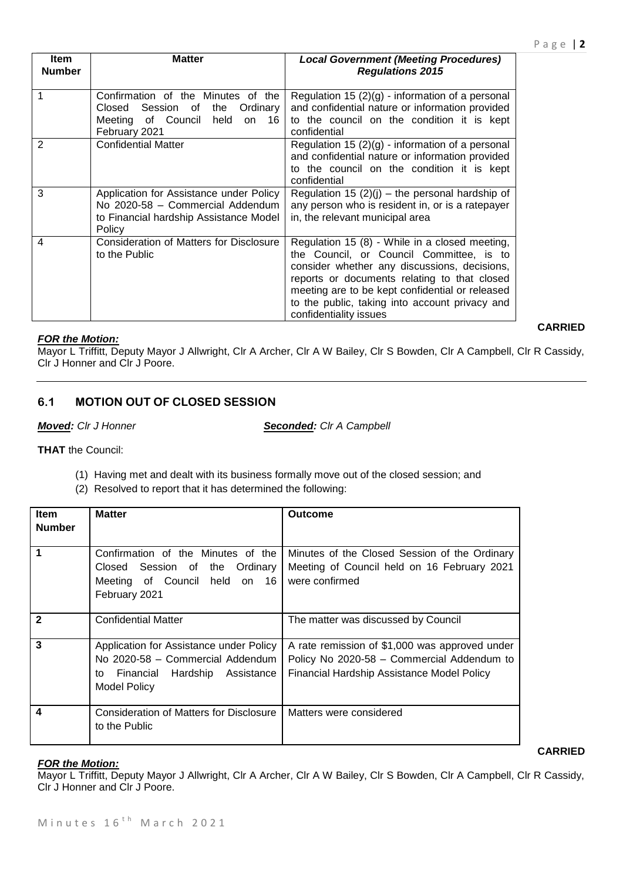| Item Number | Matter | *Local Government (Meeting Procedures) Regulations 2015* |
|---|---|---|
| 1 | Confirmation of the Minutes of the Closed Session of the Ordinary Meeting of Council held on 16 February 2021 | Regulation 15 (2)(g) - information of a personal and confidential nature or information provided to the council on the condition it is kept confidential |
| 2 | Confidential Matter | Regulation 15 (2)(g) - information of a personal and confidential nature or information provided to the council on the condition it is kept confidential |
| 3 | Application for Assistance under Policy No 2020-58 – Commercial Addendum to Financial hardship Assistance Model Policy | Regulation 15 (2)(j) – the personal hardship of any person who is resident in, or is a ratepayer in, the relevant municipal area |
| 4 | Consideration of Matters for Disclosure to the Public | Regulation 15 (8) - While in a closed meeting, the Council, or Council Committee, is to consider whether any discussions, decisions, reports or documents relating to that closed meeting are to be kept confidential or released to the public, taking into account privacy and confidentiality issues |

**CARRIED**

***FOR the Motion:***
Mayor L Triffitt, Deputy Mayor J Allwright, Clr A Archer, Clr A W Bailey, Clr S Bowden, Clr A Campbell, Clr R Cassidy, Clr J Honner and Clr J Poore.

---

## 6.1 MOTION OUT OF CLOSED SESSION

***Moved:*** *Clr J Honner* ***Seconded:*** *Clr A Campbell*

**THAT** the Council:

(1) Having met and dealt with its business formally move out of the closed session; and
(2) Resolved to report that it has determined the following:

| Item Number | Matter | Outcome |
|---|---|---|
| **1** | Confirmation of the Minutes of the Closed Session of the Ordinary Meeting of Council held on 16 February 2021 | Minutes of the Closed Session of the Ordinary Meeting of Council held on 16 February 2021 were confirmed |
| **2** | Confidential Matter | The matter was discussed by Council |
| **3** | Application for Assistance under Policy No 2020-58 – Commercial Addendum to Financial Hardship Assistance Model Policy | A rate remission of $1,000 was approved under Policy No 2020-58 – Commercial Addendum to Financial Hardship Assistance Model Policy |
| **4** | Consideration of Matters for Disclosure to the Public | Matters were considered |

**CARRIED**

***FOR the Motion:***
Mayor L Triffitt, Deputy Mayor J Allwright, Clr A Archer, Clr A W Bailey, Clr S Bowden, Clr A Campbell, Clr R Cassidy, Clr J Honner and Clr J Poore.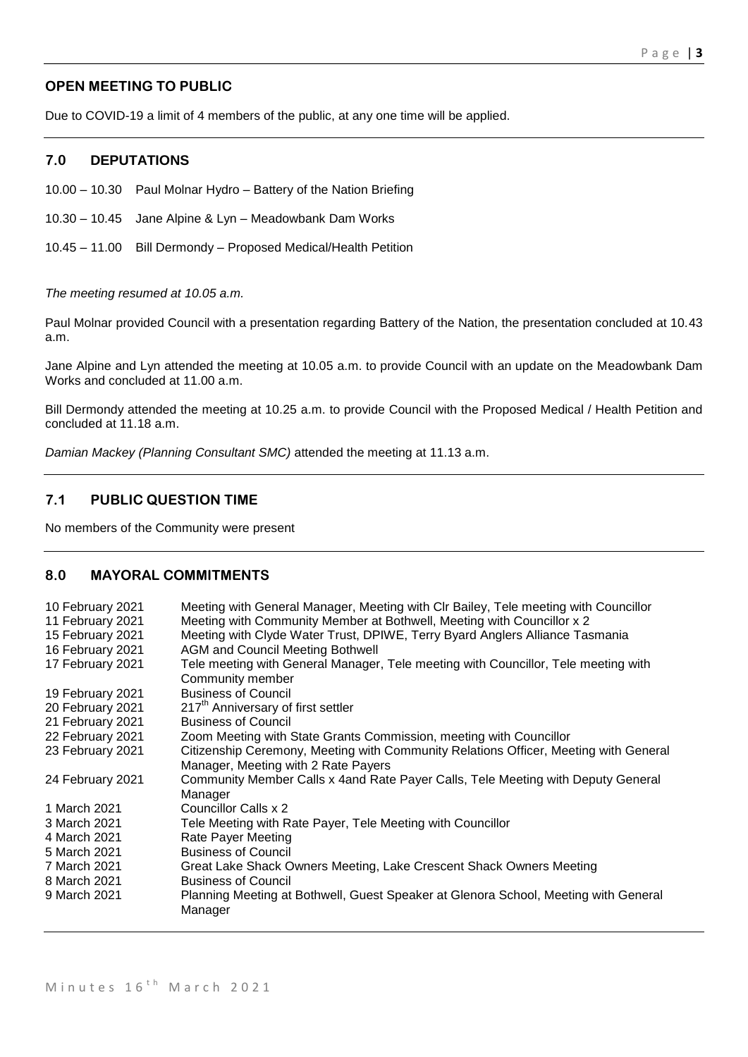## OPEN MEETING TO PUBLIC

Due to COVID-19 a limit of 4 members of the public, at any one time will be applied.

## 7.0 DEPUTATIONS

10.00 – 10.30 Paul Molnar Hydro – Battery of the Nation Briefing

10.30 – 10.45 Jane Alpine & Lyn – Meadowbank Dam Works

10.45 – 11.00 Bill Dermondy – Proposed Medical/Health Petition

*The meeting resumed at 10.05 a.m.*

Paul Molnar provided Council with a presentation regarding Battery of the Nation, the presentation concluded at 10.43 a.m.

Jane Alpine and Lyn attended the meeting at 10.05 a.m. to provide Council with an update on the Meadowbank Dam Works and concluded at 11.00 a.m.

Bill Dermondy attended the meeting at 10.25 a.m. to provide Council with the Proposed Medical / Health Petition and concluded at 11.18 a.m.

*Damian Mackey (Planning Consultant SMC)* attended the meeting at 11.13 a.m.

## 7.1 PUBLIC QUESTION TIME

No members of the Community were present

## 8.0 MAYORAL COMMITMENTS

| | |
|---|---|
| 10 February 2021 | Meeting with General Manager, Meeting with Clr Bailey, Tele meeting with Councillor |
| 11 February 2021 | Meeting with Community Member at Bothwell, Meeting with Councillor x 2 |
| 15 February 2021 | Meeting with Clyde Water Trust, DPIWE, Terry Byard Anglers Alliance Tasmania |
| 16 February 2021 | AGM and Council Meeting Bothwell |
| 17 February 2021 | Tele meeting with General Manager, Tele meeting with Councillor, Tele meeting with Community member |
| 19 February 2021 | Business of Council |
| 20 February 2021 | 217th Anniversary of first settler |
| 21 February 2021 | Business of Council |
| 22 February 2021 | Zoom Meeting with State Grants Commission, meeting with Councillor |
| 23 February 2021 | Citizenship Ceremony, Meeting with Community Relations Officer, Meeting with General Manager, Meeting with 2 Rate Payers |
| 24 February 2021 | Community Member Calls x 4and Rate Payer Calls, Tele Meeting with Deputy General Manager |
| 1 March 2021 | Councillor Calls x 2 |
| 3 March 2021 | Tele Meeting with Rate Payer, Tele Meeting with Councillor |
| 4 March 2021 | Rate Payer Meeting |
| 5 March 2021 | Business of Council |
| 7 March 2021 | Great Lake Shack Owners Meeting, Lake Crescent Shack Owners Meeting |
| 8 March 2021 | Business of Council |
| 9 March 2021 | Planning Meeting at Bothwell, Guest Speaker at Glenora School, Meeting with General Manager |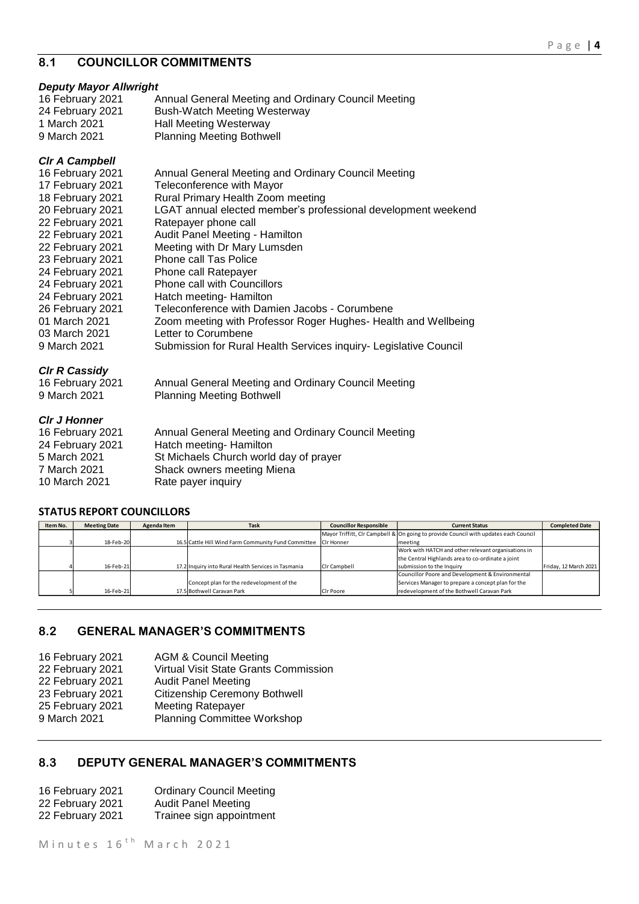## 8.1 COUNCILLOR COMMITMENTS

***Deputy Mayor Allwright***

16 February 2021 Annual General Meeting and Ordinary Council Meeting
24 February 2021 Bush-Watch Meeting Westerway
1 March 2021 Hall Meeting Westerway
9 March 2021 Planning Meeting Bothwell

***Clr A Campbell***

16 February 2021 Annual General Meeting and Ordinary Council Meeting
17 February 2021 Teleconference with Mayor
18 February 2021 Rural Primary Health Zoom meeting
20 February 2021 LGAT annual elected member's professional development weekend
22 February 2021 Ratepayer phone call
22 February 2021 Audit Panel Meeting - Hamilton
22 February 2021 Meeting with Dr Mary Lumsden
23 February 2021 Phone call Tas Police
24 February 2021 Phone call Ratepayer
24 February 2021 Phone call with Councillors
24 February 2021 Hatch meeting- Hamilton
26 February 2021 Teleconference with Damien Jacobs - Corumbene
01 March 2021 Zoom meeting with Professor Roger Hughes- Health and Wellbeing
03 March 2021 Letter to Corumbene
9 March 2021 Submission for Rural Health Services inquiry- Legislative Council

***Clr R Cassidy***

16 February 2021 Annual General Meeting and Ordinary Council Meeting
9 March 2021 Planning Meeting Bothwell

***Clr J Honner***

16 February 2021 Annual General Meeting and Ordinary Council Meeting
24 February 2021 Hatch meeting- Hamilton
5 March 2021 St Michaels Church world day of prayer
7 March 2021 Shack owners meeting Miena
10 March 2021 Rate payer inquiry

**STATUS REPORT COUNCILLORS**

| Item No. | Meeting Date | Agenda Item | Task | Councillor Responsible | Current Status | Completed Date |
|---|---|---|---|---|---|---|
| 3 | 18-Feb-20 | 16.5 | Cattle Hill Wind Farm Community Fund Committee | Mayor Triffitt, Clr Campbell & Clr Honner | On going to provide Council with updates each Council meeting | |
| 4 | 16-Feb-21 | 17.2 | Inquiry into Rural Health Services in Tasmania | Clr Campbell | Work with HATCH and other relevant organisations in the Central Highlands area to co-ordinate a joint submission to the Inquiry | Friday, 12 March 2021 |
| 5 | 16-Feb-21 | 17.5 | Concept plan for the redevelopment of the Bothwell Caravan Park | Clr Poore | Councillor Poore and Development & Environmental Services Manager to prepare a concept plan for the redevelopment of the Bothwell Caravan Park | |

## 8.2 GENERAL MANAGER'S COMMITMENTS

16 February 2021 AGM & Council Meeting
22 February 2021 Virtual Visit State Grants Commission
22 February 2021 Audit Panel Meeting
23 February 2021 Citizenship Ceremony Bothwell
25 February 2021 Meeting Ratepayer
9 March 2021 Planning Committee Workshop

## 8.3 DEPUTY GENERAL MANAGER'S COMMITMENTS

16 February 2021 Ordinary Council Meeting
22 February 2021 Audit Panel Meeting
22 February 2021 Trainee sign appointment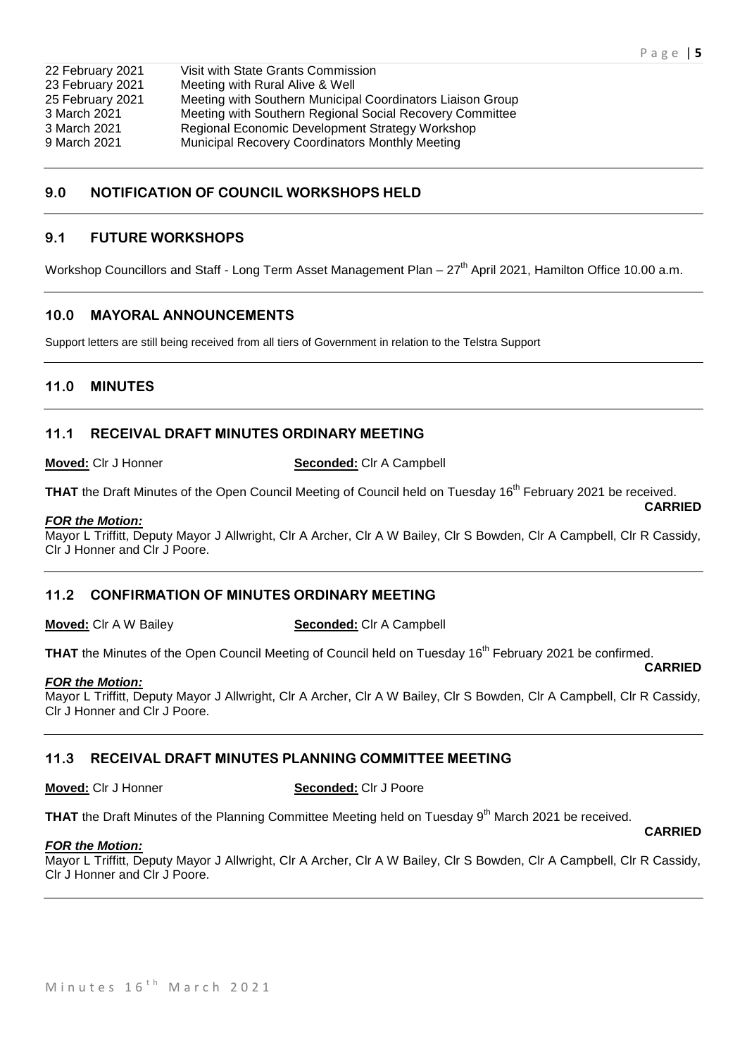| | |
|---|---|
| 22 February 2021 | Visit with State Grants Commission |
| 23 February 2021 | Meeting with Rural Alive & Well |
| 25 February 2021 | Meeting with Southern Municipal Coordinators Liaison Group |
| 3 March 2021 | Meeting with Southern Regional Social Recovery Committee |
| 3 March 2021 | Regional Economic Development Strategy Workshop |
| 9 March 2021 | Municipal Recovery Coordinators Monthly Meeting |

## 9.0 NOTIFICATION OF COUNCIL WORKSHOPS HELD

### 9.1 FUTURE WORKSHOPS

Workshop Councillors and Staff - Long Term Asset Management Plan – 27th April 2021, Hamilton Office 10.00 a.m.

## 10.0 MAYORAL ANNOUNCEMENTS

Support letters are still being received from all tiers of Government in relation to the Telstra Support

## 11.0 MINUTES

### 11.1 RECEIVAL DRAFT MINUTES ORDINARY MEETING

**Moved:** Clr J Honner **Seconded:** Clr A Campbell

**THAT** the Draft Minutes of the Open Council Meeting of Council held on Tuesday 16th February 2021 be received.

**CARRIED**

***FOR the Motion:***

Mayor L Triffitt, Deputy Mayor J Allwright, Clr A Archer, Clr A W Bailey, Clr S Bowden, Clr A Campbell, Clr R Cassidy, Clr J Honner and Clr J Poore.

### 11.2 CONFIRMATION OF MINUTES ORDINARY MEETING

**Moved:** Clr A W Bailey **Seconded:** Clr A Campbell

**THAT** the Minutes of the Open Council Meeting of Council held on Tuesday 16th February 2021 be confirmed.

**CARRIED**

***FOR the Motion:***

Mayor L Triffitt, Deputy Mayor J Allwright, Clr A Archer, Clr A W Bailey, Clr S Bowden, Clr A Campbell, Clr R Cassidy, Clr J Honner and Clr J Poore.

### 11.3 RECEIVAL DRAFT MINUTES PLANNING COMMITTEE MEETING

**Moved:** Clr J Honner **Seconded:** Clr J Poore

**THAT** the Draft Minutes of the Planning Committee Meeting held on Tuesday 9th March 2021 be received.

**CARRIED**

***FOR the Motion:***

Mayor L Triffitt, Deputy Mayor J Allwright, Clr A Archer, Clr A W Bailey, Clr S Bowden, Clr A Campbell, Clr R Cassidy, Clr J Honner and Clr J Poore.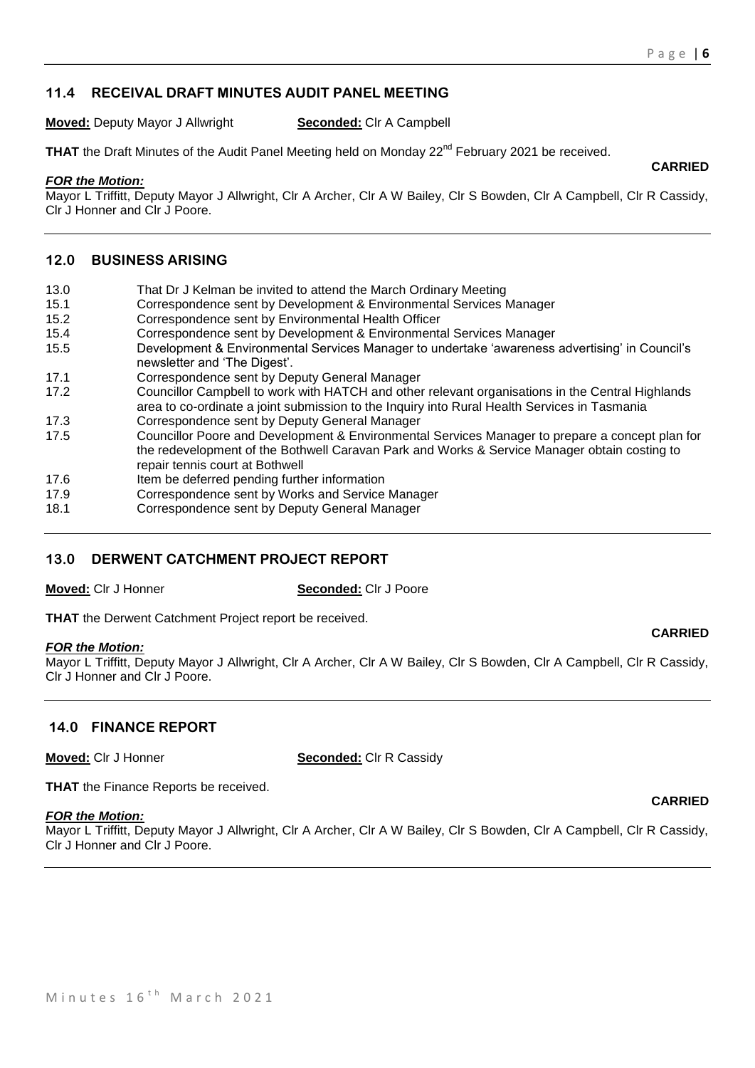## 11.4 RECEIVAL DRAFT MINUTES AUDIT PANEL MEETING

**Moved:** Deputy Mayor J Allwright **Seconded:** Clr A Campbell

**THAT** the Draft Minutes of the Audit Panel Meeting held on Monday 22nd February 2021 be received.

**CARRIED**

***FOR the Motion:***
Mayor L Triffitt, Deputy Mayor J Allwright, Clr A Archer, Clr A W Bailey, Clr S Bowden, Clr A Campbell, Clr R Cassidy, Clr J Honner and Clr J Poore.

## 12.0 BUSINESS ARISING

| | |
|---|---|
| 13.0 | That Dr J Kelman be invited to attend the March Ordinary Meeting |
| 15.1 | Correspondence sent by Development & Environmental Services Manager |
| 15.2 | Correspondence sent by Environmental Health Officer |
| 15.4 | Correspondence sent by Development & Environmental Services Manager |
| 15.5 | Development & Environmental Services Manager to undertake 'awareness advertising' in Council's newsletter and 'The Digest'. |
| 17.1 | Correspondence sent by Deputy General Manager |
| 17.2 | Councillor Campbell to work with HATCH and other relevant organisations in the Central Highlands area to co-ordinate a joint submission to the Inquiry into Rural Health Services in Tasmania |
| 17.3 | Correspondence sent by Deputy General Manager |
| 17.5 | Councillor Poore and Development & Environmental Services Manager to prepare a concept plan for the redevelopment of the Bothwell Caravan Park and Works & Service Manager obtain costing to repair tennis court at Bothwell |
| 17.6 | Item be deferred pending further information |
| 17.9 | Correspondence sent by Works and Service Manager |
| 18.1 | Correspondence sent by Deputy General Manager |

## 13.0 DERWENT CATCHMENT PROJECT REPORT

**Moved:** Clr J Honner **Seconded:** Clr J Poore

**THAT** the Derwent Catchment Project report be received.

**CARRIED**

***FOR the Motion:***
Mayor L Triffitt, Deputy Mayor J Allwright, Clr A Archer, Clr A W Bailey, Clr S Bowden, Clr A Campbell, Clr R Cassidy, Clr J Honner and Clr J Poore.

## 14.0 FINANCE REPORT

**Moved:** Clr J Honner **Seconded:** Clr R Cassidy

**THAT** the Finance Reports be received.

**CARRIED**

***FOR the Motion:***
Mayor L Triffitt, Deputy Mayor J Allwright, Clr A Archer, Clr A W Bailey, Clr S Bowden, Clr A Campbell, Clr R Cassidy, Clr J Honner and Clr J Poore.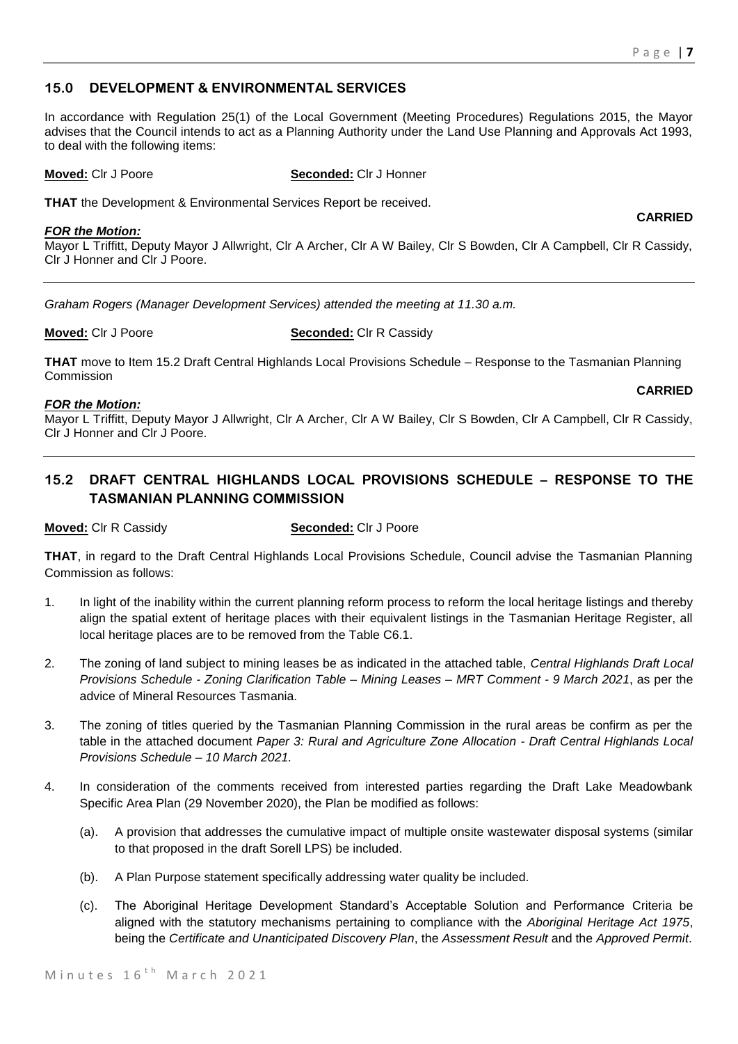## 15.0 DEVELOPMENT & ENVIRONMENTAL SERVICES

In accordance with Regulation 25(1) of the Local Government (Meeting Procedures) Regulations 2015, the Mayor advises that the Council intends to act as a Planning Authority under the Land Use Planning and Approvals Act 1993, to deal with the following items:

**Moved:** Clr J Poore **Seconded:** Clr J Honner

**THAT** the Development & Environmental Services Report be received.

**CARRIED**

***FOR the Motion:***
Mayor L Triffitt, Deputy Mayor J Allwright, Clr A Archer, Clr A W Bailey, Clr S Bowden, Clr A Campbell, Clr R Cassidy, Clr J Honner and Clr J Poore.

---

*Graham Rogers (Manager Development Services) attended the meeting at 11.30 a.m.*

**Moved:** Clr J Poore **Seconded:** Clr R Cassidy

**THAT** move to Item 15.2 Draft Central Highlands Local Provisions Schedule – Response to the Tasmanian Planning Commission

**CARRIED**

***FOR the Motion:***
Mayor L Triffitt, Deputy Mayor J Allwright, Clr A Archer, Clr A W Bailey, Clr S Bowden, Clr A Campbell, Clr R Cassidy, Clr J Honner and Clr J Poore.

---

## 15.2 DRAFT CENTRAL HIGHLANDS LOCAL PROVISIONS SCHEDULE – RESPONSE TO THE TASMANIAN PLANNING COMMISSION

**Moved:** Clr R Cassidy **Seconded:** Clr J Poore

**THAT**, in regard to the Draft Central Highlands Local Provisions Schedule, Council advise the Tasmanian Planning Commission as follows:

1. In light of the inability within the current planning reform process to reform the local heritage listings and thereby align the spatial extent of heritage places with their equivalent listings in the Tasmanian Heritage Register, all local heritage places are to be removed from the Table C6.1.
2. The zoning of land subject to mining leases be as indicated in the attached table, *Central Highlands Draft Local Provisions Schedule - Zoning Clarification Table – Mining Leases – MRT Comment - 9 March 2021*, as per the advice of Mineral Resources Tasmania.
3. The zoning of titles queried by the Tasmanian Planning Commission in the rural areas be confirm as per the table in the attached document *Paper 3: Rural and Agriculture Zone Allocation - Draft Central Highlands Local Provisions Schedule – 10 March 2021.*
4. In consideration of the comments received from interested parties regarding the Draft Lake Meadowbank Specific Area Plan (29 November 2020), the Plan be modified as follows:
   (a). A provision that addresses the cumulative impact of multiple onsite wastewater disposal systems (similar to that proposed in the draft Sorell LPS) be included.
   (b). A Plan Purpose statement specifically addressing water quality be included.
   (c). The Aboriginal Heritage Development Standard's Acceptable Solution and Performance Criteria be aligned with the statutory mechanisms pertaining to compliance with the *Aboriginal Heritage Act 1975*, being the *Certificate and Unanticipated Discovery Plan*, the *Assessment Result* and the *Approved Permit*.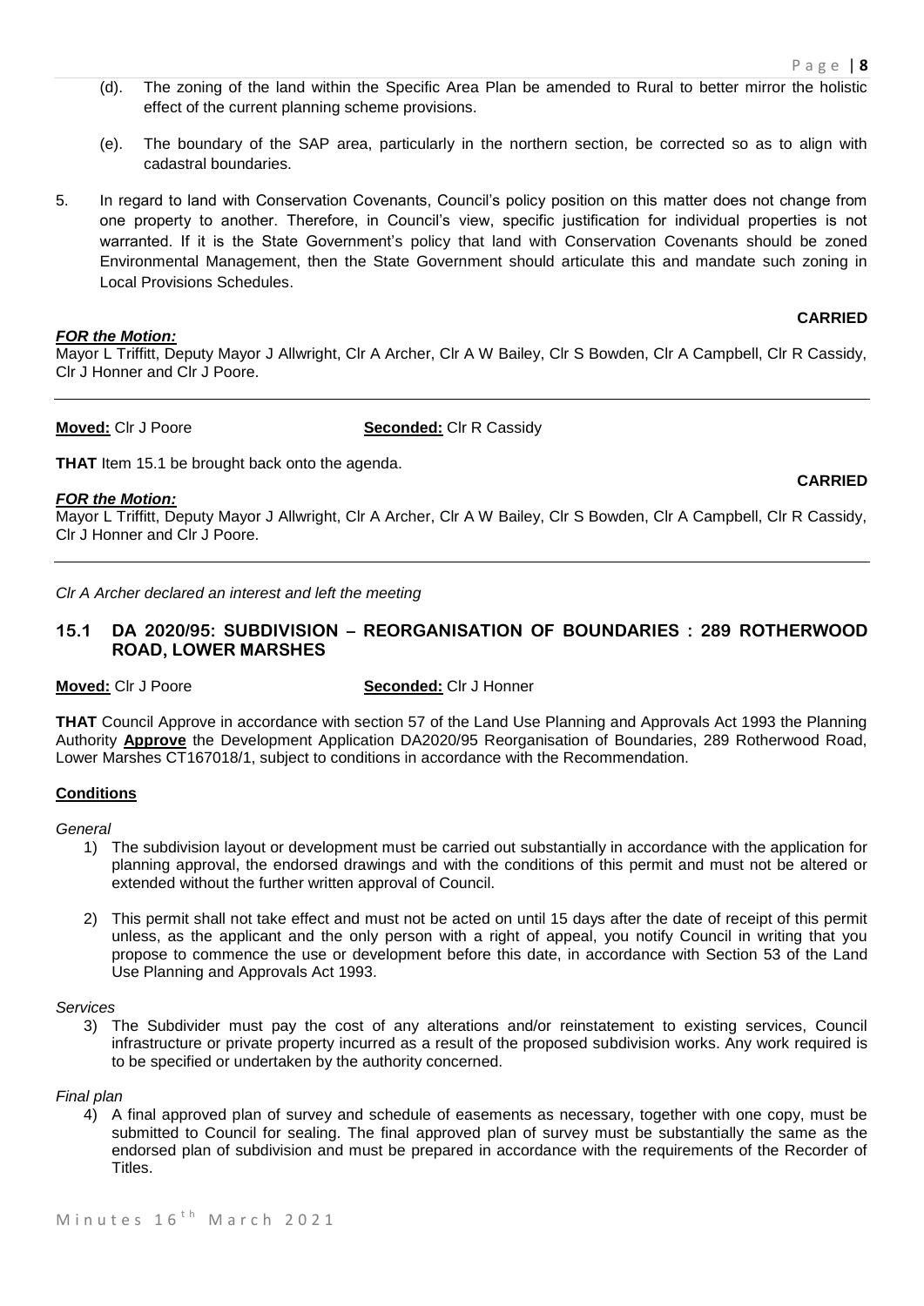(d). The zoning of the land within the Specific Area Plan be amended to Rural to better mirror the holistic effect of the current planning scheme provisions.

(e). The boundary of the SAP area, particularly in the northern section, be corrected so as to align with cadastral boundaries.

5. In regard to land with Conservation Covenants, Council's policy position on this matter does not change from one property to another. Therefore, in Council's view, specific justification for individual properties is not warranted. If it is the State Government's policy that land with Conservation Covenants should be zoned Environmental Management, then the State Government should articulate this and mandate such zoning in Local Provisions Schedules.

**CARRIED**

***FOR the Motion:***
Mayor L Triffitt, Deputy Mayor J Allwright, Clr A Archer, Clr A W Bailey, Clr S Bowden, Clr A Campbell, Clr R Cassidy, Clr J Honner and Clr J Poore.

---

**Moved:** Clr J Poore **Seconded:** Clr R Cassidy

**THAT** Item 15.1 be brought back onto the agenda.

**CARRIED**

***FOR the Motion:***
Mayor L Triffitt, Deputy Mayor J Allwright, Clr A Archer, Clr A W Bailey, Clr S Bowden, Clr A Campbell, Clr R Cassidy, Clr J Honner and Clr J Poore.

---

*Clr A Archer declared an interest and left the meeting*

## 15.1 DA 2020/95: SUBDIVISION – REORGANISATION OF BOUNDARIES : 289 ROTHERWOOD ROAD, LOWER MARSHES

**Moved:** Clr J Poore **Seconded:** Clr J Honner

**THAT** Council Approve in accordance with section 57 of the Land Use Planning and Approvals Act 1993 the Planning Authority **Approve** the Development Application DA2020/95 Reorganisation of Boundaries, 289 Rotherwood Road, Lower Marshes CT167018/1, subject to conditions in accordance with the Recommendation.

**Conditions**

*General*

1) The subdivision layout or development must be carried out substantially in accordance with the application for planning approval, the endorsed drawings and with the conditions of this permit and must not be altered or extended without the further written approval of Council.

2) This permit shall not take effect and must not be acted on until 15 days after the date of receipt of this permit unless, as the applicant and the only person with a right of appeal, you notify Council in writing that you propose to commence the use or development before this date, in accordance with Section 53 of the Land Use Planning and Approvals Act 1993.

*Services*

3) The Subdivider must pay the cost of any alterations and/or reinstatement to existing services, Council infrastructure or private property incurred as a result of the proposed subdivision works. Any work required is to be specified or undertaken by the authority concerned.

*Final plan*

4) A final approved plan of survey and schedule of easements as necessary, together with one copy, must be submitted to Council for sealing. The final approved plan of survey must be substantially the same as the endorsed plan of subdivision and must be prepared in accordance with the requirements of the Recorder of Titles.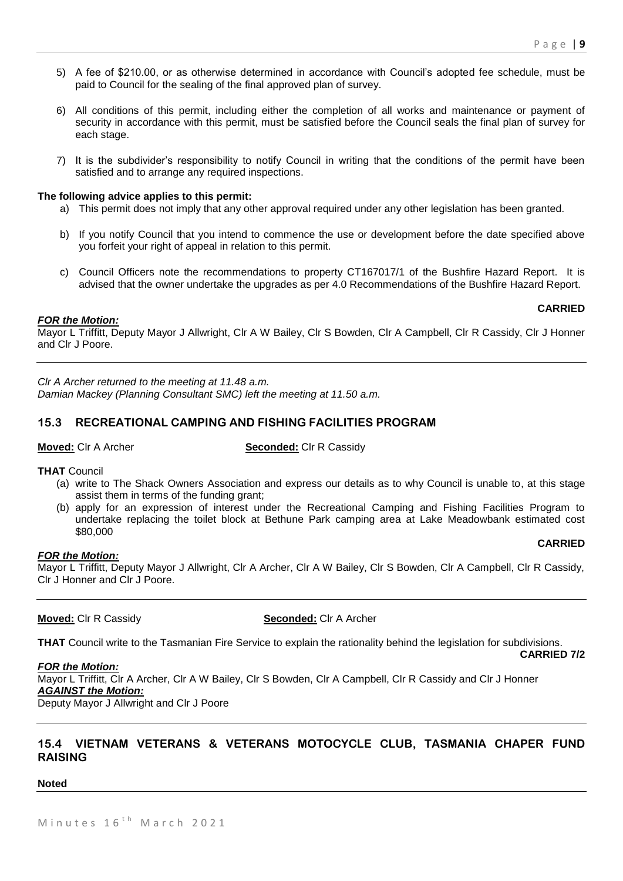5) A fee of $210.00, or as otherwise determined in accordance with Council's adopted fee schedule, must be paid to Council for the sealing of the final approved plan of survey.

6) All conditions of this permit, including either the completion of all works and maintenance or payment of security in accordance with this permit, must be satisfied before the Council seals the final plan of survey for each stage.

7) It is the subdivider's responsibility to notify Council in writing that the conditions of the permit have been satisfied and to arrange any required inspections.

**The following advice applies to this permit:**

a) This permit does not imply that any other approval required under any other legislation has been granted.

b) If you notify Council that you intend to commence the use or development before the date specified above you forfeit your right of appeal in relation to this permit.

c) Council Officers note the recommendations to property CT167017/1 of the Bushfire Hazard Report. It is advised that the owner undertake the upgrades as per 4.0 Recommendations of the Bushfire Hazard Report.

**CARRIED**

***FOR the Motion:***
Mayor L Triffitt, Deputy Mayor J Allwright, Clr A W Bailey, Clr S Bowden, Clr A Campbell, Clr R Cassidy, Clr J Honner and Clr J Poore.

---

*Clr A Archer returned to the meeting at 11.48 a.m.*
*Damian Mackey (Planning Consultant SMC) left the meeting at 11.50 a.m.*

## 15.3 RECREATIONAL CAMPING AND FISHING FACILITIES PROGRAM

**Moved:** Clr A Archer **Seconded:** Clr R Cassidy

**THAT** Council

(a) write to The Shack Owners Association and express our details as to why Council is unable to, at this stage assist them in terms of the funding grant;

(b) apply for an expression of interest under the Recreational Camping and Fishing Facilities Program to undertake replacing the toilet block at Bethune Park camping area at Lake Meadowbank estimated cost $80,000

**CARRIED**

***FOR the Motion:***
Mayor L Triffitt, Deputy Mayor J Allwright, Clr A Archer, Clr A W Bailey, Clr S Bowden, Clr A Campbell, Clr R Cassidy, Clr J Honner and Clr J Poore.

---

**Moved:** Clr R Cassidy **Seconded:** Clr A Archer

**THAT** Council write to the Tasmanian Fire Service to explain the rationality behind the legislation for subdivisions.

**CARRIED 7/2**

***FOR the Motion:***
Mayor L Triffitt, Clr A Archer, Clr A W Bailey, Clr S Bowden, Clr A Campbell, Clr R Cassidy and Clr J Honner
***AGAINST the Motion:***
Deputy Mayor J Allwright and Clr J Poore

---

## 15.4 VIETNAM VETERANS & VETERANS MOTOCYCLE CLUB, TASMANIA CHAPER FUND RAISING

**Noted**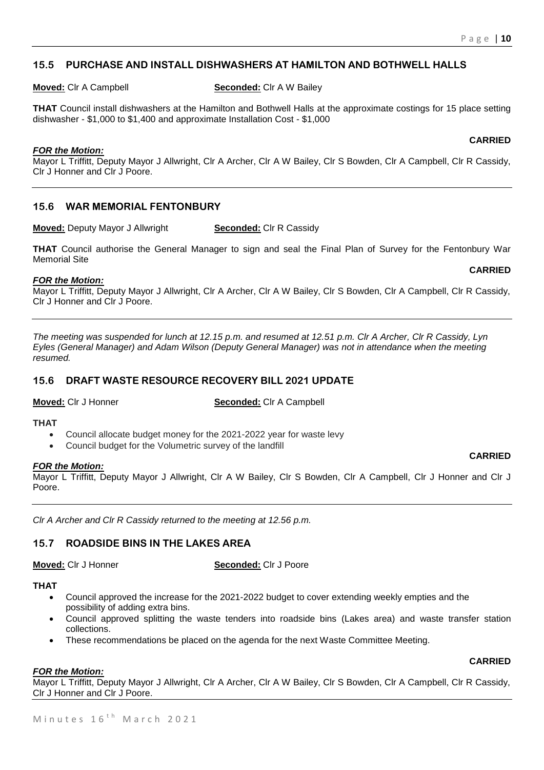## 15.5 PURCHASE AND INSTALL DISHWASHERS AT HAMILTON AND BOTHWELL HALLS

**Moved:** Clr A Campbell **Seconded:** Clr A W Bailey

**THAT** Council install dishwashers at the Hamilton and Bothwell Halls at the approximate costings for 15 place setting dishwasher - $1,000 to $1,400 and approximate Installation Cost - $1,000

**CARRIED**

***FOR the Motion:***
Mayor L Triffitt, Deputy Mayor J Allwright, Clr A Archer, Clr A W Bailey, Clr S Bowden, Clr A Campbell, Clr R Cassidy, Clr J Honner and Clr J Poore.

## 15.6 WAR MEMORIAL FENTONBURY

**Moved:** Deputy Mayor J Allwright **Seconded:** Clr R Cassidy

**THAT** Council authorise the General Manager to sign and seal the Final Plan of Survey for the Fentonbury War Memorial Site

**CARRIED**

***FOR the Motion:***
Mayor L Triffitt, Deputy Mayor J Allwright, Clr A Archer, Clr A W Bailey, Clr S Bowden, Clr A Campbell, Clr R Cassidy, Clr J Honner and Clr J Poore.

*The meeting was suspended for lunch at 12.15 p.m. and resumed at 12.51 p.m. Clr A Archer, Clr R Cassidy, Lyn Eyles (General Manager) and Adam Wilson (Deputy General Manager) was not in attendance when the meeting resumed.*

## 15.6 DRAFT WASTE RESOURCE RECOVERY BILL 2021 UPDATE

**Moved:** Clr J Honner **Seconded:** Clr A Campbell

**THAT**

- Council allocate budget money for the 2021-2022 year for waste levy
- Council budget for the Volumetric survey of the landfill

**CARRIED**

***FOR the Motion:***
Mayor L Triffitt, Deputy Mayor J Allwright, Clr A W Bailey, Clr S Bowden, Clr A Campbell, Clr J Honner and Clr J Poore.

*Clr A Archer and Clr R Cassidy returned to the meeting at 12.56 p.m.*

## 15.7 ROADSIDE BINS IN THE LAKES AREA

**Moved:** Clr J Honner **Seconded:** Clr J Poore

**THAT**

- Council approved the increase for the 2021-2022 budget to cover extending weekly empties and the possibility of adding extra bins.
- Council approved splitting the waste tenders into roadside bins (Lakes area) and waste transfer station collections.
- These recommendations be placed on the agenda for the next Waste Committee Meeting.

**CARRIED**

***FOR the Motion:***
Mayor L Triffitt, Deputy Mayor J Allwright, Clr A Archer, Clr A W Bailey, Clr S Bowden, Clr A Campbell, Clr R Cassidy, Clr J Honner and Clr J Poore.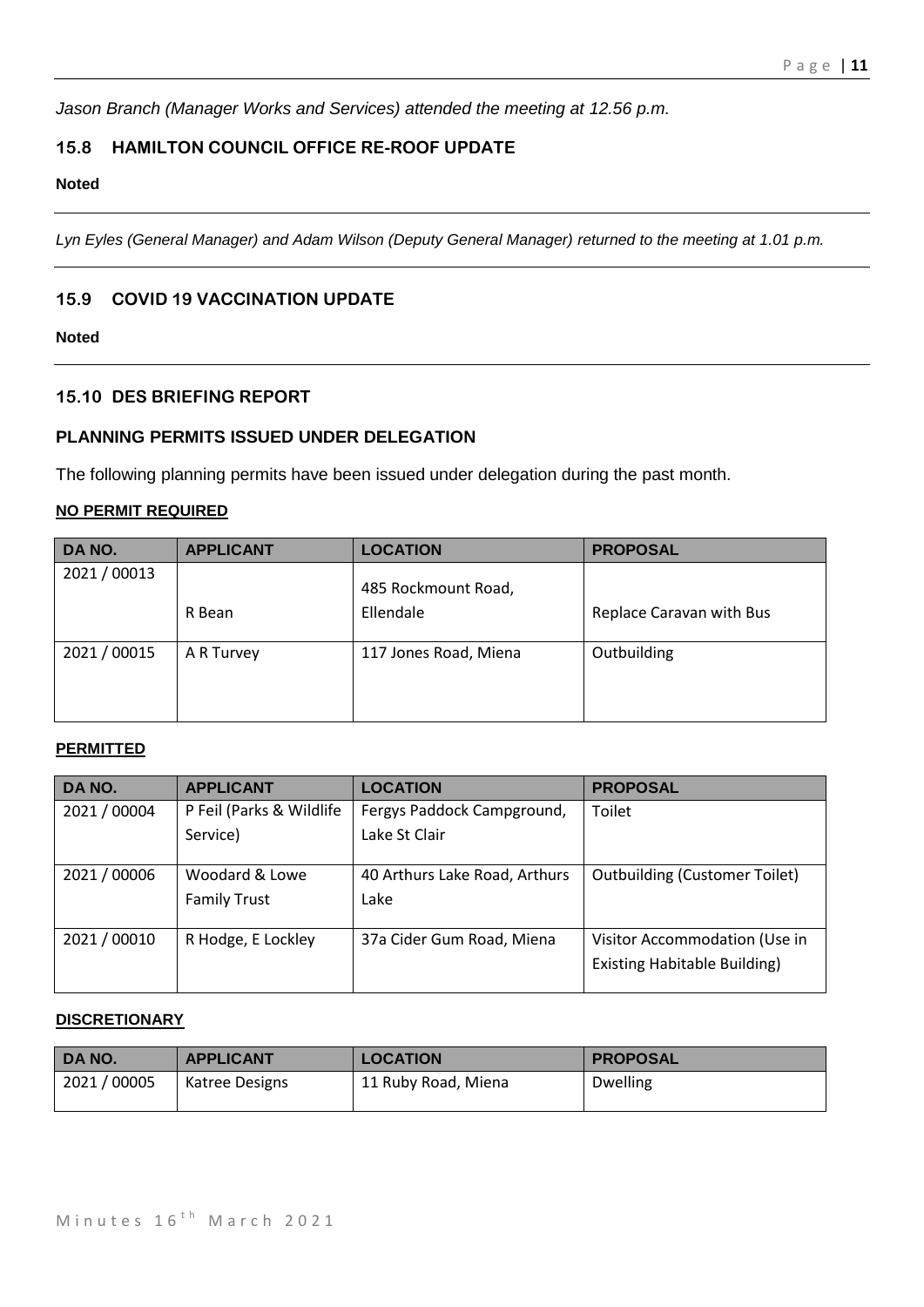*Jason Branch (Manager Works and Services) attended the meeting at 12.56 p.m.*

### 15.8 HAMILTON COUNCIL OFFICE RE-ROOF UPDATE

**Noted**

---

*Lyn Eyles (General Manager) and Adam Wilson (Deputy General Manager) returned to the meeting at 1.01 p.m.*

---

### 15.9 COVID 19 VACCINATION UPDATE

**Noted**

---

### 15.10 DES BRIEFING REPORT

#### PLANNING PERMITS ISSUED UNDER DELEGATION

The following planning permits have been issued under delegation during the past month.

**NO PERMIT REQUIRED**

| DA NO. | APPLICANT | LOCATION | PROPOSAL |
| --- | --- | --- | --- |
| 2021 / 00013 | R Bean | 485 Rockmount Road, Ellendale | Replace Caravan with Bus |
| 2021 / 00015 | A R Turvey | 117 Jones Road, Miena | Outbuilding |

**PERMITTED**

| DA NO. | APPLICANT | LOCATION | PROPOSAL |
| --- | --- | --- | --- |
| 2021 / 00004 | P Feil (Parks & Wildlife Service) | Fergys Paddock Campground, Lake St Clair | Toilet |
| 2021 / 00006 | Woodard & Lowe Family Trust | 40 Arthurs Lake Road, Arthurs Lake | Outbuilding (Customer Toilet) |
| 2021 / 00010 | R Hodge, E Lockley | 37a Cider Gum Road, Miena | Visitor Accommodation (Use in Existing Habitable Building) |

**DISCRETIONARY**

| DA NO. | APPLICANT | LOCATION | PROPOSAL |
| --- | --- | --- | --- |
| 2021 / 00005 | Katree Designs | 11 Ruby Road, Miena | Dwelling |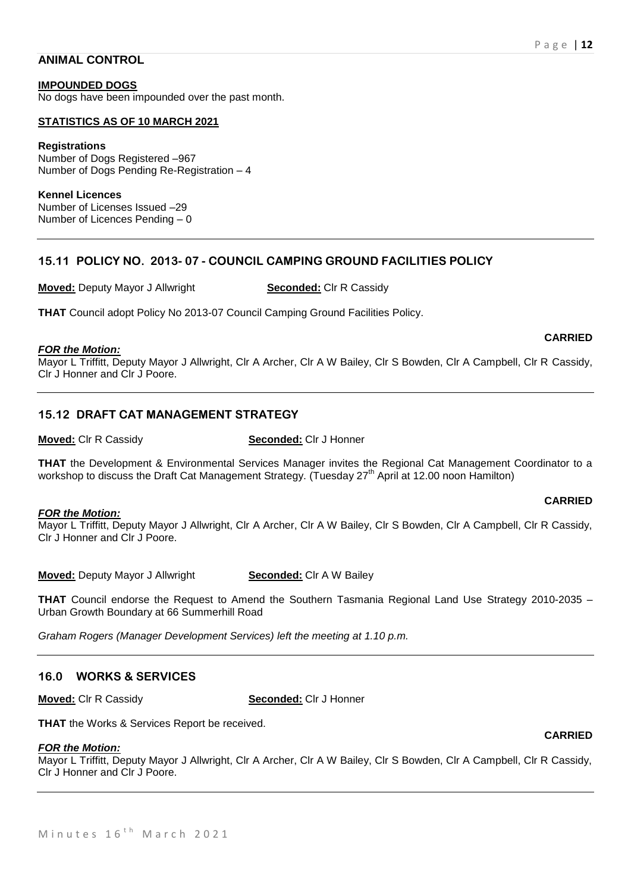## ANIMAL CONTROL

**IMPOUNDED DOGS**
No dogs have been impounded over the past month.

**STATISTICS AS OF 10 MARCH 2021**

**Registrations**
Number of Dogs Registered –967
Number of Dogs Pending Re-Registration – 4

**Kennel Licences**
Number of Licenses Issued –29
Number of Licences Pending – 0

## 15.11 POLICY NO. 2013- 07 - COUNCIL CAMPING GROUND FACILITIES POLICY

**Moved:** Deputy Mayor J Allwright **Seconded:** Clr R Cassidy

**THAT** Council adopt Policy No 2013-07 Council Camping Ground Facilities Policy.

**CARRIED**

***FOR the Motion:***
Mayor L Triffitt, Deputy Mayor J Allwright, Clr A Archer, Clr A W Bailey, Clr S Bowden, Clr A Campbell, Clr R Cassidy, Clr J Honner and Clr J Poore.

## 15.12 DRAFT CAT MANAGEMENT STRATEGY

**Moved:** Clr R Cassidy **Seconded:** Clr J Honner

**THAT** the Development & Environmental Services Manager invites the Regional Cat Management Coordinator to a workshop to discuss the Draft Cat Management Strategy. (Tuesday 27th April at 12.00 noon Hamilton)

**CARRIED**

***FOR the Motion:***
Mayor L Triffitt, Deputy Mayor J Allwright, Clr A Archer, Clr A W Bailey, Clr S Bowden, Clr A Campbell, Clr R Cassidy, Clr J Honner and Clr J Poore.

**Moved:** Deputy Mayor J Allwright **Seconded:** Clr A W Bailey

**THAT** Council endorse the Request to Amend the Southern Tasmania Regional Land Use Strategy 2010-2035 – Urban Growth Boundary at 66 Summerhill Road

*Graham Rogers (Manager Development Services) left the meeting at 1.10 p.m.*

## 16.0 WORKS & SERVICES

**Moved:** Clr R Cassidy **Seconded:** Clr J Honner

**THAT** the Works & Services Report be received.

**CARRIED**

***FOR the Motion:***
Mayor L Triffitt, Deputy Mayor J Allwright, Clr A Archer, Clr A W Bailey, Clr S Bowden, Clr A Campbell, Clr R Cassidy, Clr J Honner and Clr J Poore.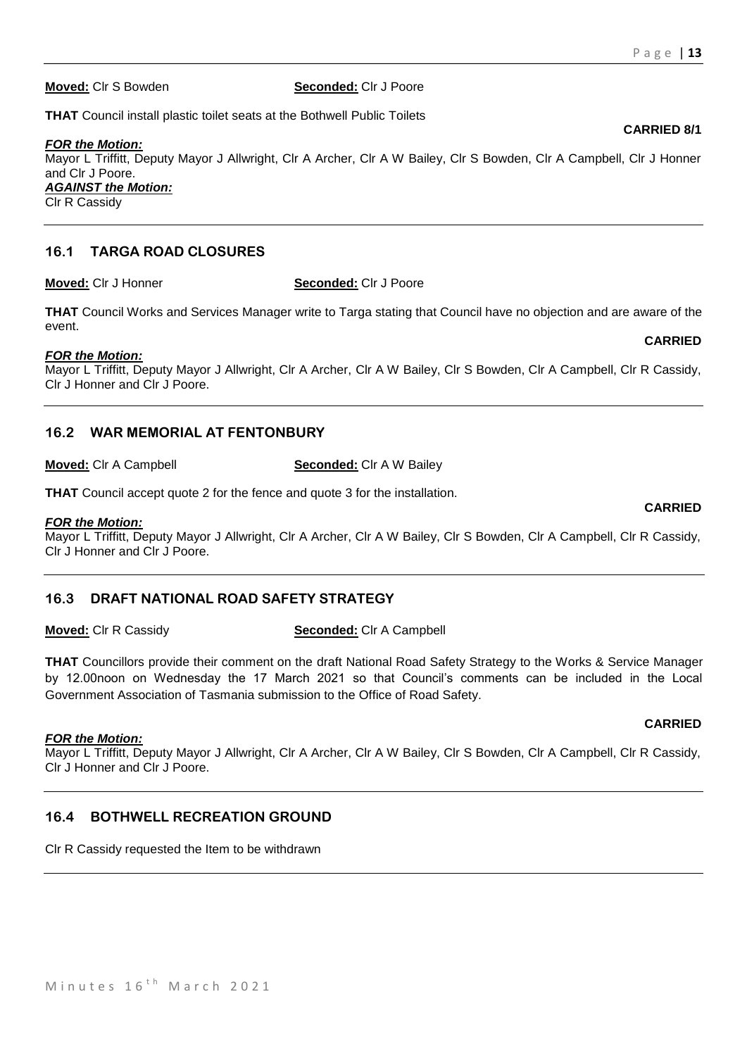**Moved:** Clr S Bowden **Seconded:** Clr J Poore

**THAT** Council install plastic toilet seats at the Bothwell Public Toilets

**CARRIED 8/1**

***FOR the Motion:***
Mayor L Triffitt, Deputy Mayor J Allwright, Clr A Archer, Clr A W Bailey, Clr S Bowden, Clr A Campbell, Clr J Honner and Clr J Poore.
***AGAINST the Motion:***
Clr R Cassidy

---

## 16.1 TARGA ROAD CLOSURES

**Moved:** Clr J Honner **Seconded:** Clr J Poore

**THAT** Council Works and Services Manager write to Targa stating that Council have no objection and are aware of the event.

**CARRIED**

***FOR the Motion:***
Mayor L Triffitt, Deputy Mayor J Allwright, Clr A Archer, Clr A W Bailey, Clr S Bowden, Clr A Campbell, Clr R Cassidy, Clr J Honner and Clr J Poore.

---

## 16.2 WAR MEMORIAL AT FENTONBURY

**Moved:** Clr A Campbell **Seconded:** Clr A W Bailey

**THAT** Council accept quote 2 for the fence and quote 3 for the installation.

**CARRIED**

***FOR the Motion:***
Mayor L Triffitt, Deputy Mayor J Allwright, Clr A Archer, Clr A W Bailey, Clr S Bowden, Clr A Campbell, Clr R Cassidy, Clr J Honner and Clr J Poore.

---

## 16.3 DRAFT NATIONAL ROAD SAFETY STRATEGY

**Moved:** Clr R Cassidy **Seconded:** Clr A Campbell

**THAT** Councillors provide their comment on the draft National Road Safety Strategy to the Works & Service Manager by 12.00noon on Wednesday the 17 March 2021 so that Council's comments can be included in the Local Government Association of Tasmania submission to the Office of Road Safety.

**CARRIED**

***FOR the Motion:***
Mayor L Triffitt, Deputy Mayor J Allwright, Clr A Archer, Clr A W Bailey, Clr S Bowden, Clr A Campbell, Clr R Cassidy, Clr J Honner and Clr J Poore.

---

## 16.4 BOTHWELL RECREATION GROUND

Clr R Cassidy requested the Item to be withdrawn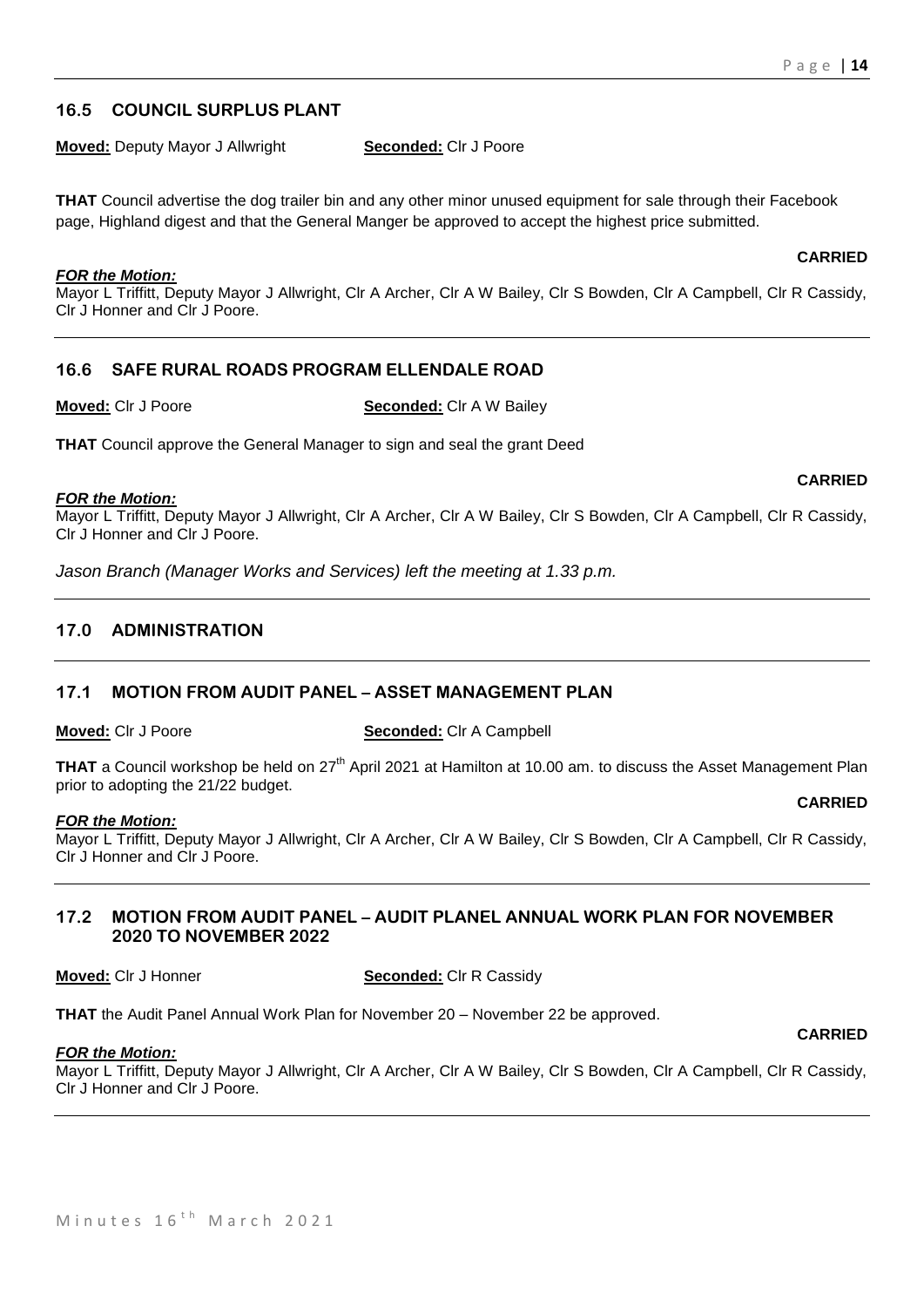## 16.5 COUNCIL SURPLUS PLANT

**Moved:** Deputy Mayor J Allwright **Seconded:** Clr J Poore

**THAT** Council advertise the dog trailer bin and any other minor unused equipment for sale through their Facebook page, Highland digest and that the General Manger be approved to accept the highest price submitted.

**CARRIED**

***FOR the Motion:***
Mayor L Triffitt, Deputy Mayor J Allwright, Clr A Archer, Clr A W Bailey, Clr S Bowden, Clr A Campbell, Clr R Cassidy, Clr J Honner and Clr J Poore.

## 16.6 SAFE RURAL ROADS PROGRAM ELLENDALE ROAD

**Moved:** Clr J Poore **Seconded:** Clr A W Bailey

**THAT** Council approve the General Manager to sign and seal the grant Deed

**CARRIED**

***FOR the Motion:***
Mayor L Triffitt, Deputy Mayor J Allwright, Clr A Archer, Clr A W Bailey, Clr S Bowden, Clr A Campbell, Clr R Cassidy, Clr J Honner and Clr J Poore.

*Jason Branch (Manager Works and Services) left the meeting at 1.33 p.m.*

## 17.0 ADMINISTRATION

## 17.1 MOTION FROM AUDIT PANEL – ASSET MANAGEMENT PLAN

**Moved:** Clr J Poore **Seconded:** Clr A Campbell

**THAT** a Council workshop be held on 27th April 2021 at Hamilton at 10.00 am. to discuss the Asset Management Plan prior to adopting the 21/22 budget.

**CARRIED**

***FOR the Motion:***
Mayor L Triffitt, Deputy Mayor J Allwright, Clr A Archer, Clr A W Bailey, Clr S Bowden, Clr A Campbell, Clr R Cassidy, Clr J Honner and Clr J Poore.

## 17.2 MOTION FROM AUDIT PANEL – AUDIT PLANEL ANNUAL WORK PLAN FOR NOVEMBER 2020 TO NOVEMBER 2022

**Moved:** Clr J Honner **Seconded:** Clr R Cassidy

**THAT** the Audit Panel Annual Work Plan for November 20 – November 22 be approved.

**CARRIED**

***FOR the Motion:***
Mayor L Triffitt, Deputy Mayor J Allwright, Clr A Archer, Clr A W Bailey, Clr S Bowden, Clr A Campbell, Clr R Cassidy, Clr J Honner and Clr J Poore.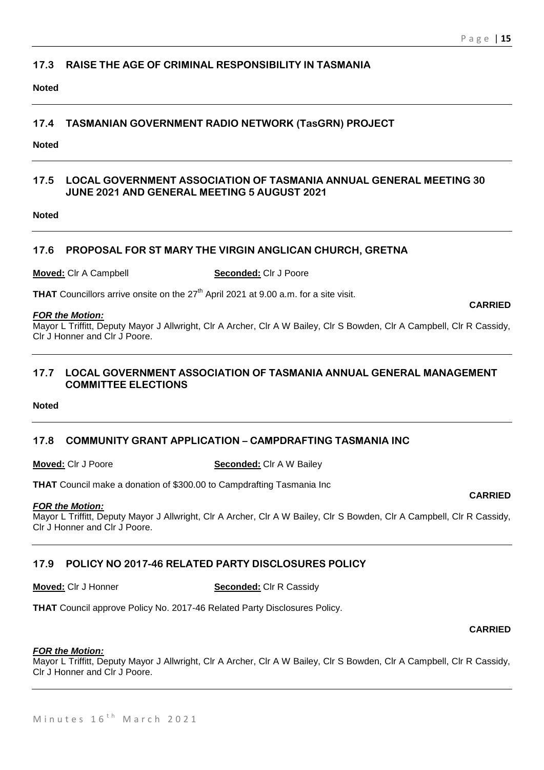## 17.3 RAISE THE AGE OF CRIMINAL RESPONSIBILITY IN TASMANIA

**Noted**

## 17.4 TASMANIAN GOVERNMENT RADIO NETWORK (TasGRN) PROJECT

**Noted**

## 17.5 LOCAL GOVERNMENT ASSOCIATION OF TASMANIA ANNUAL GENERAL MEETING 30 JUNE 2021 AND GENERAL MEETING 5 AUGUST 2021

**Noted**

## 17.6 PROPOSAL FOR ST MARY THE VIRGIN ANGLICAN CHURCH, GRETNA

**Moved:** Clr A Campbell **Seconded:** Clr J Poore

**THAT** Councillors arrive onsite on the 27th April 2021 at 9.00 a.m. for a site visit.

**CARRIED**

***FOR the Motion:***
Mayor L Triffitt, Deputy Mayor J Allwright, Clr A Archer, Clr A W Bailey, Clr S Bowden, Clr A Campbell, Clr R Cassidy, Clr J Honner and Clr J Poore.

## 17.7 LOCAL GOVERNMENT ASSOCIATION OF TASMANIA ANNUAL GENERAL MANAGEMENT COMMITTEE ELECTIONS

**Noted**

## 17.8 COMMUNITY GRANT APPLICATION – CAMPDRAFTING TASMANIA INC

**Moved:** Clr J Poore **Seconded:** Clr A W Bailey

**THAT** Council make a donation of $300.00 to Campdrafting Tasmania Inc

**CARRIED**

***FOR the Motion:***
Mayor L Triffitt, Deputy Mayor J Allwright, Clr A Archer, Clr A W Bailey, Clr S Bowden, Clr A Campbell, Clr R Cassidy, Clr J Honner and Clr J Poore.

## 17.9 POLICY NO 2017-46 RELATED PARTY DISCLOSURES POLICY

**Moved:** Clr J Honner **Seconded:** Clr R Cassidy

**THAT** Council approve Policy No. 2017-46 Related Party Disclosures Policy.

**CARRIED**

***FOR the Motion:***
Mayor L Triffitt, Deputy Mayor J Allwright, Clr A Archer, Clr A W Bailey, Clr S Bowden, Clr A Campbell, Clr R Cassidy, Clr J Honner and Clr J Poore.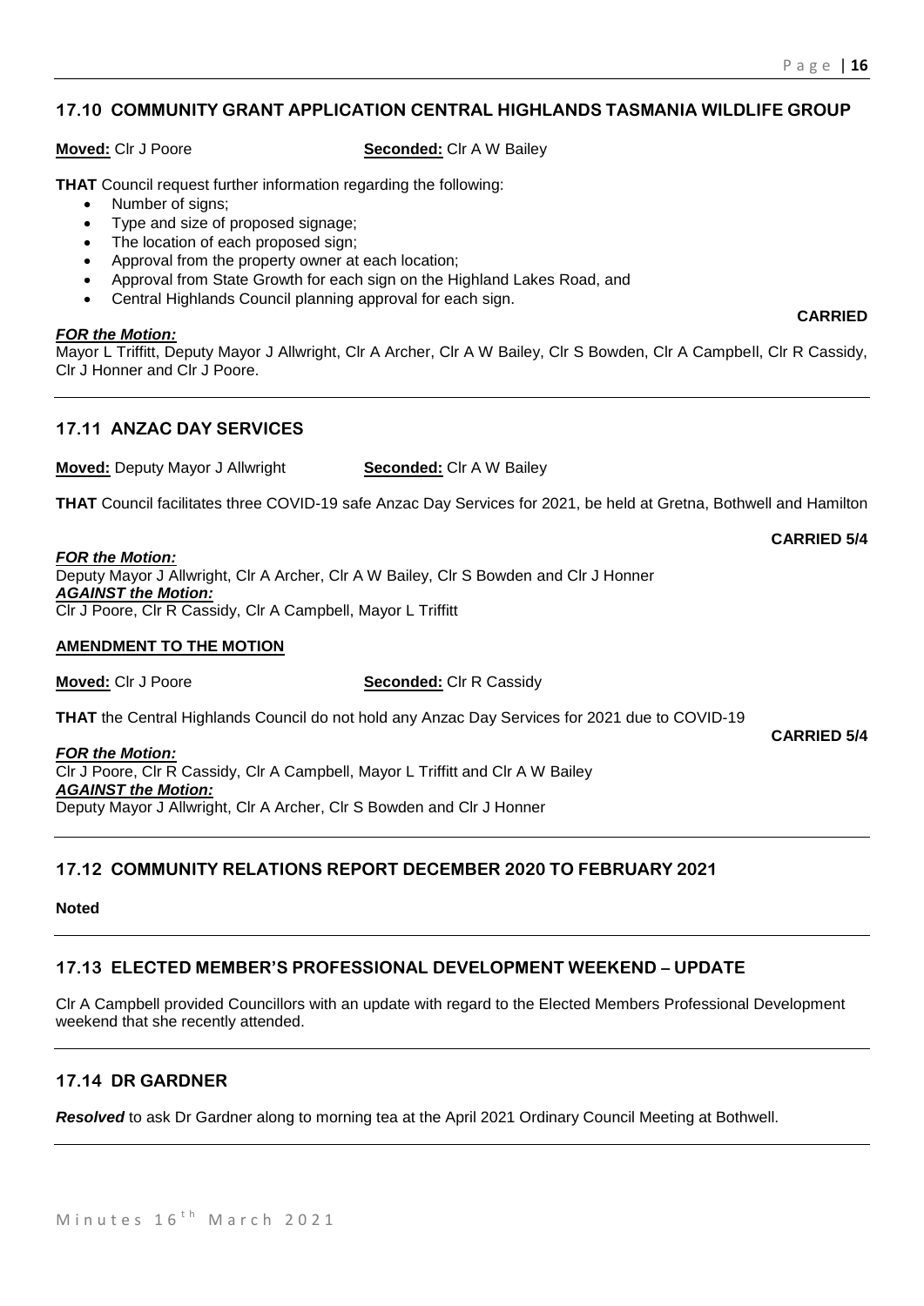## 17.10 COMMUNITY GRANT APPLICATION CENTRAL HIGHLANDS TASMANIA WILDLIFE GROUP

**Moved:** Clr J Poore **Seconded:** Clr A W Bailey

**THAT** Council request further information regarding the following:

- Number of signs;
- Type and size of proposed signage;
- The location of each proposed sign;
- Approval from the property owner at each location;
- Approval from State Growth for each sign on the Highland Lakes Road, and
- Central Highlands Council planning approval for each sign.

**CARRIED**

***FOR the Motion:***
Mayor L Triffitt, Deputy Mayor J Allwright, Clr A Archer, Clr A W Bailey, Clr S Bowden, Clr A Campbell, Clr R Cassidy, Clr J Honner and Clr J Poore.

---

## 17.11 ANZAC DAY SERVICES

**Moved:** Deputy Mayor J Allwright **Seconded:** Clr A W Bailey

**THAT** Council facilitates three COVID-19 safe Anzac Day Services for 2021, be held at Gretna, Bothwell and Hamilton

**CARRIED 5/4**

***FOR the Motion:***
Deputy Mayor J Allwright, Clr A Archer, Clr A W Bailey, Clr S Bowden and Clr J Honner
***AGAINST the Motion:***
Clr J Poore, Clr R Cassidy, Clr A Campbell, Mayor L Triffitt

**AMENDMENT TO THE MOTION**

**Moved:** Clr J Poore **Seconded:** Clr R Cassidy

**THAT** the Central Highlands Council do not hold any Anzac Day Services for 2021 due to COVID-19

**CARRIED 5/4**

***FOR the Motion:***
Clr J Poore, Clr R Cassidy, Clr A Campbell, Mayor L Triffitt and Clr A W Bailey
***AGAINST the Motion:***
Deputy Mayor J Allwright, Clr A Archer, Clr S Bowden and Clr J Honner

---

## 17.12 COMMUNITY RELATIONS REPORT DECEMBER 2020 TO FEBRUARY 2021

**Noted**

---

## 17.13 ELECTED MEMBER'S PROFESSIONAL DEVELOPMENT WEEKEND – UPDATE

Clr A Campbell provided Councillors with an update with regard to the Elected Members Professional Development weekend that she recently attended.

---

## 17.14 DR GARDNER

***Resolved*** to ask Dr Gardner along to morning tea at the April 2021 Ordinary Council Meeting at Bothwell.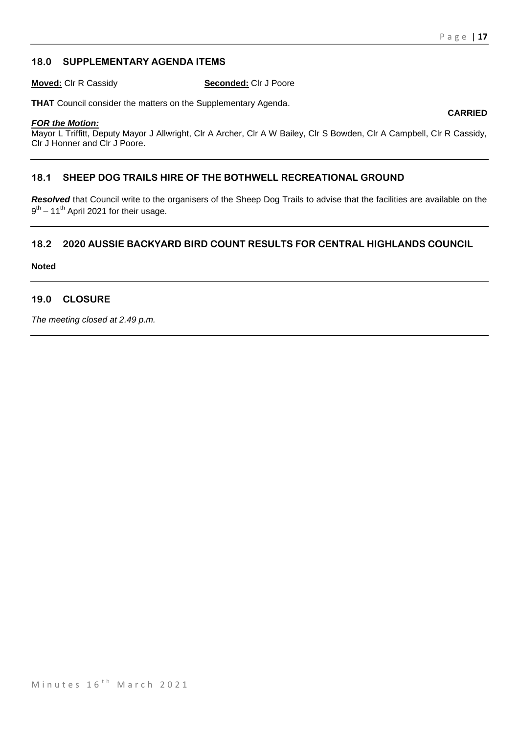## 18.0 SUPPLEMENTARY AGENDA ITEMS

**Moved:** Clr R Cassidy **Seconded:** Clr J Poore

**THAT** Council consider the matters on the Supplementary Agenda.

**CARRIED**

***FOR the Motion:***

Mayor L Triffitt, Deputy Mayor J Allwright, Clr A Archer, Clr A W Bailey, Clr S Bowden, Clr A Campbell, Clr R Cassidy, Clr J Honner and Clr J Poore.

---

## 18.1 SHEEP DOG TRAILS HIRE OF THE BOTHWELL RECREATIONAL GROUND

***Resolved*** that Council write to the organisers of the Sheep Dog Trails to advise that the facilities are available on the 9th – 11th April 2021 for their usage.

---

## 18.2 2020 AUSSIE BACKYARD BIRD COUNT RESULTS FOR CENTRAL HIGHLANDS COUNCIL

**Noted**

---

## 19.0 CLOSURE

*The meeting closed at 2.49 p.m.*